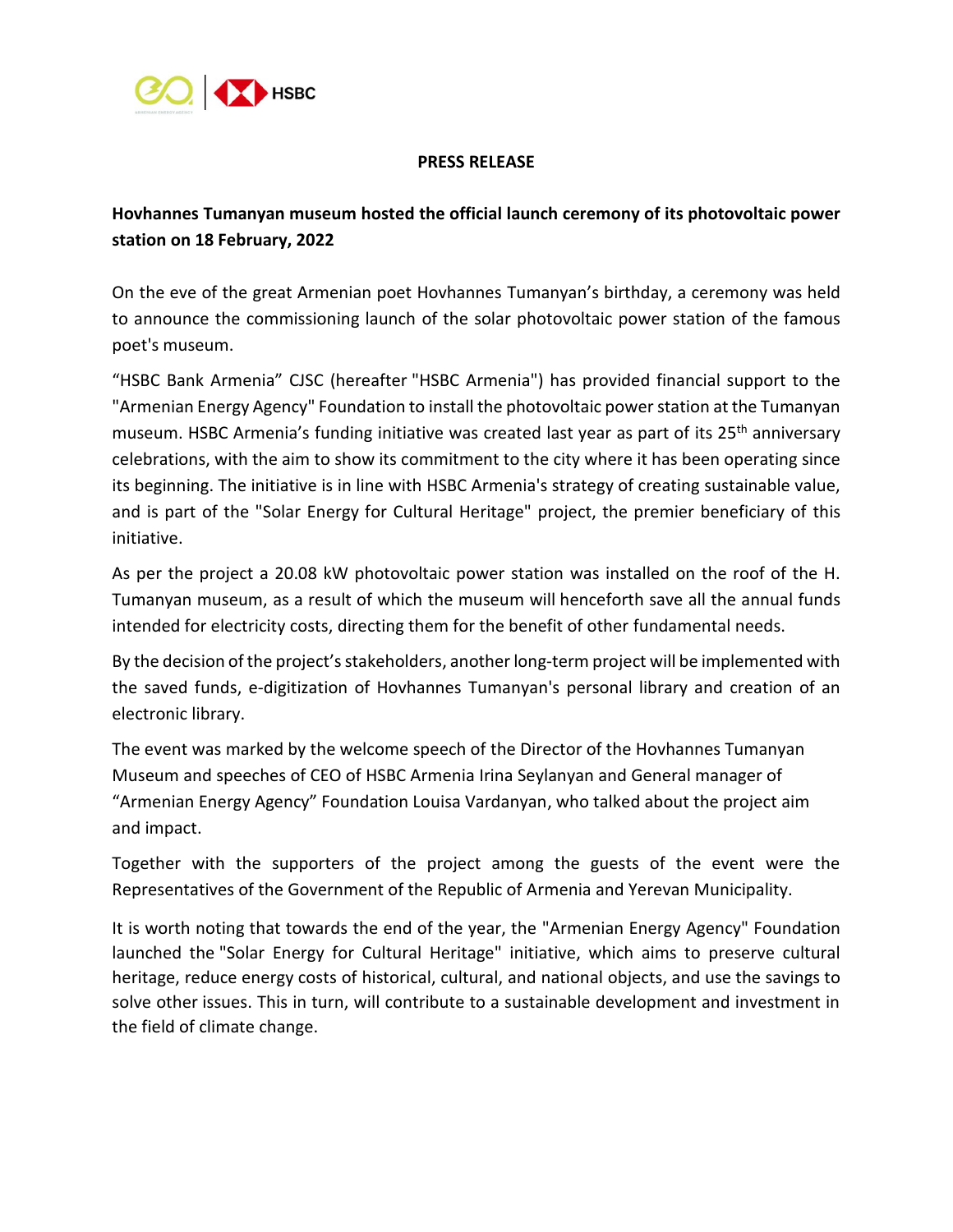**PRESS RELEASE**

## Hovhannes Tumanyan museum hosted the official launch ceremony of its photovoltaic power station on 18 February, 2022

On the eve of the great Armenian poet Hovhannes Tumanyan's birthday, a ceremony was held to announce the commissioning launch of the solar photovoltaic power station of the famous poet's museum.

"HSBC Bank Armenia" CJSC (hereafter "HSBC Armenia") has provided financial support to the "Armenian Energy Agency" Foundation to install the photovoltaic power station at the Tumanyan museum. HSBC Armenia's funding initiative was created last year as part of its 25th anniversary celebrations, with the aim to show its commitment to the city where it has been operating since its beginning. The initiative is in line with HSBC Armenia's strategy of creating sustainable value, and is part of the "Solar Energy for Cultural Heritage" project, the premier beneficiary of this initiative.

As per the project a 20.08 kW photovoltaic power station was installed on the roof of the H. Tumanyan museum, as a result of which the museum will henceforth save all the annual funds intended for electricity costs, directing them for the benefit of other fundamental needs.

By the decision of the project's stakeholders, another long-term project will be implemented with the saved funds, e-digitization of Hovhannes Tumanyan's personal library and creation of an electronic library.

The event was marked by the welcome speech of the Director of the Hovhannes Tumanyan Museum and speeches of CEO of HSBC Armenia Irina Seylanyan and General manager of "Armenian Energy Agency" Foundation Louisa Vardanyan, who talked about the project aim and impact.

Together with the supporters of the project among the guests of the event were the Representatives of the Government of the Republic of Armenia and Yerevan Municipality.

It is worth noting that towards the end of the year, the "Armenian Energy Agency" Foundation launched the "Solar Energy for Cultural Heritage" initiative, which aims to preserve cultural heritage, reduce energy costs of historical, cultural, and national objects, and use the savings to solve other issues. This in turn, will contribute to a sustainable development and investment in the field of climate change.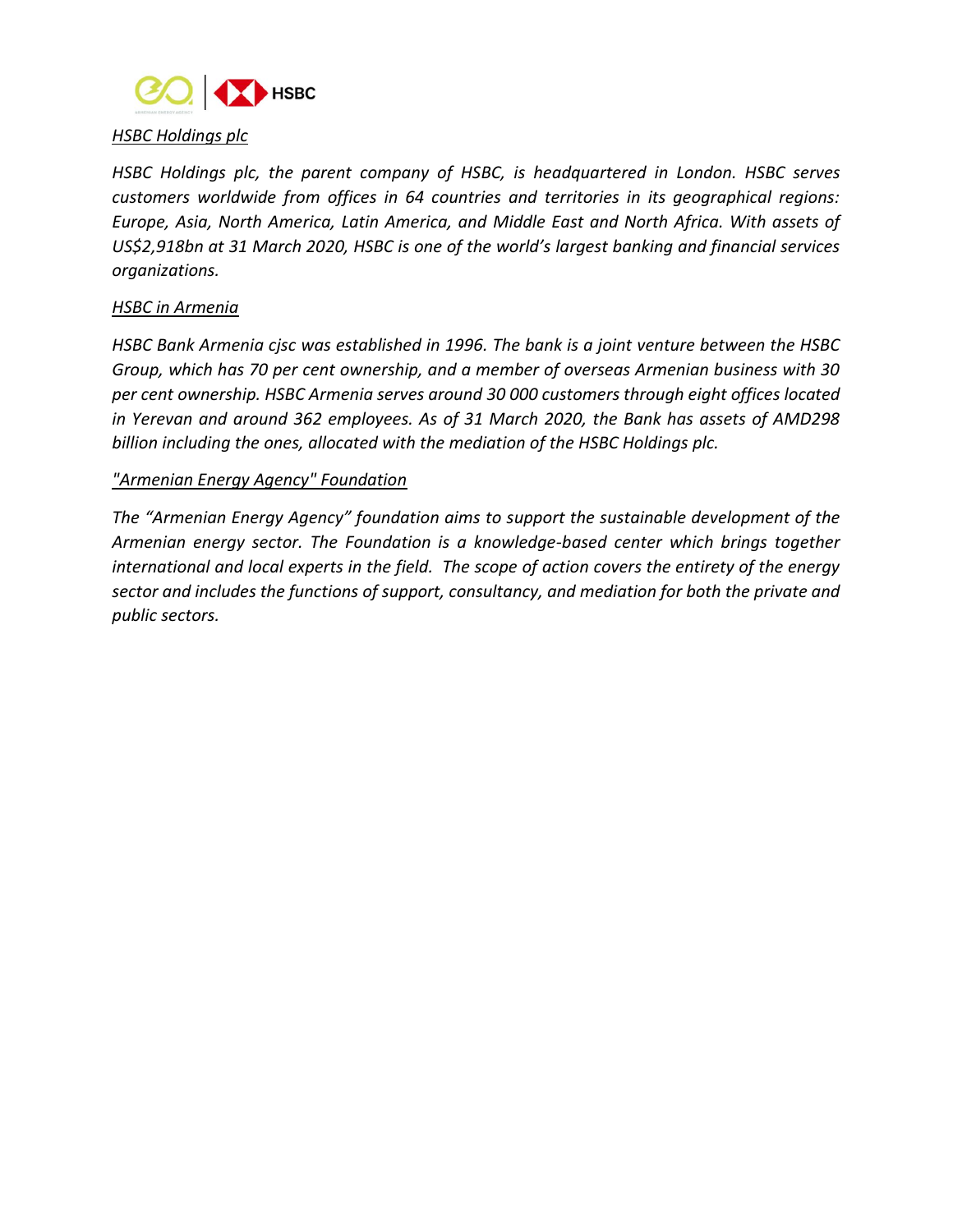*HSBC Holdings plc*

*HSBC Holdings plc, the parent company of HSBC, is headquartered in London. HSBC serves customers worldwide from offices in 64 countries and territories in its geographical regions: Europe, Asia, North America, Latin America, and Middle East and North Africa. With assets of US$2,918bn at 31 March 2020, HSBC is one of the world's largest banking and financial services organizations.*

*HSBC in Armenia*

*HSBC Bank Armenia cjsc was established in 1996. The bank is a joint venture between the HSBC Group, which has 70 per cent ownership, and a member of overseas Armenian business with 30 per cent ownership. HSBC Armenia serves around 30 000 customers through eight offices located in Yerevan and around 362 employees. As of 31 March 2020, the Bank has assets of AMD298 billion including the ones, allocated with the mediation of the HSBC Holdings plc.*

*"Armenian Energy Agency" Foundation*

*The "Armenian Energy Agency" foundation aims to support the sustainable development of the Armenian energy sector. The Foundation is a knowledge-based center which brings together international and local experts in the field. The scope of action covers the entirety of the energy sector and includes the functions of support, consultancy, and mediation for both the private and public sectors.*